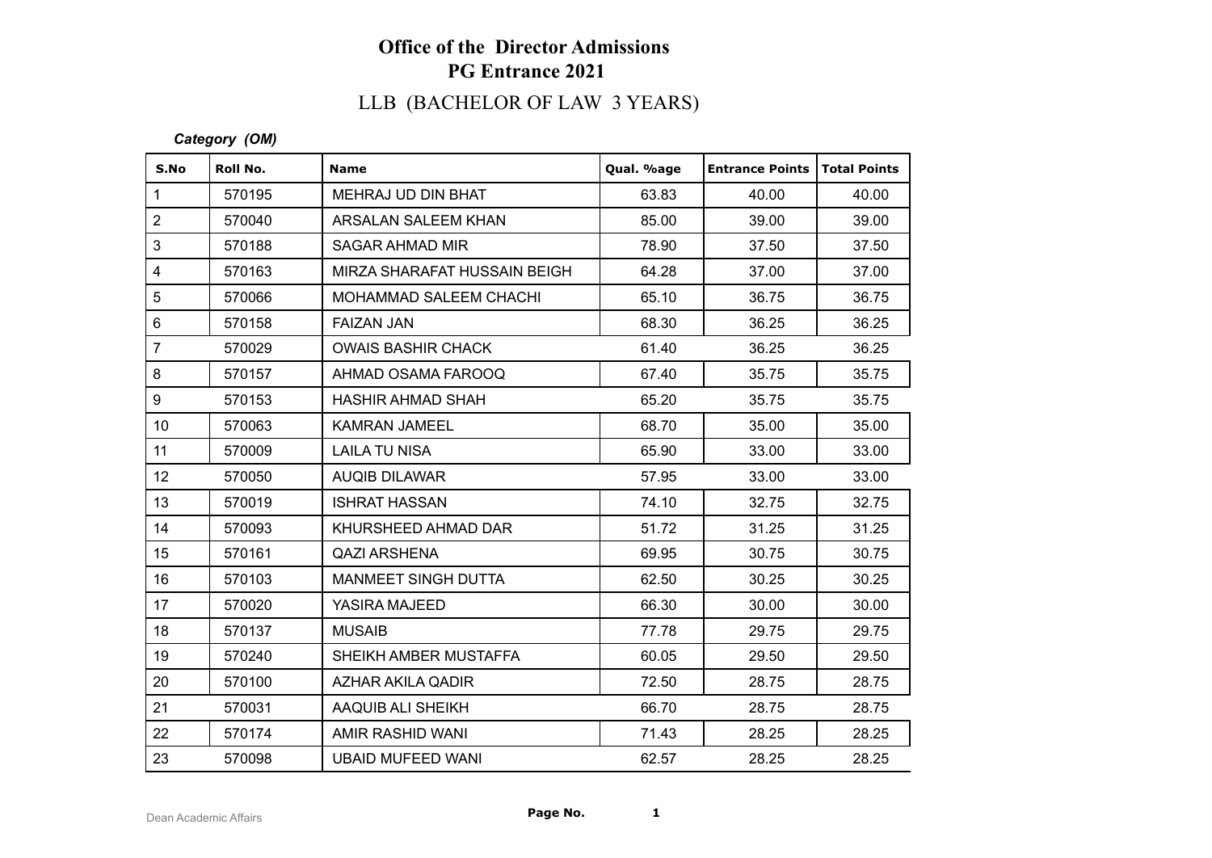# Office of the Director Admissions
## PG Entrance 2021
### LLB (BACHELOR OF LAW 3 YEARS)

***Category (OM)***

| S.No | Roll No. | Name | Qual. %age | Entrance Points | Total Points |
|---|---|---|---|---|---|
| 1 | 570195 | MEHRAJ UD DIN BHAT | 63.83 | 40.00 | 40.00 |
| 2 | 570040 | ARSALAN SALEEM KHAN | 85.00 | 39.00 | 39.00 |
| 3 | 570188 | SAGAR AHMAD MIR | 78.90 | 37.50 | 37.50 |
| 4 | 570163 | MIRZA SHARAFAT HUSSAIN BEIGH | 64.28 | 37.00 | 37.00 |
| 5 | 570066 | MOHAMMAD SALEEM CHACHI | 65.10 | 36.75 | 36.75 |
| 6 | 570158 | FAIZAN JAN | 68.30 | 36.25 | 36.25 |
| 7 | 570029 | OWAIS BASHIR CHACK | 61.40 | 36.25 | 36.25 |
| 8 | 570157 | AHMAD OSAMA FAROOQ | 67.40 | 35.75 | 35.75 |
| 9 | 570153 | HASHIR AHMAD SHAH | 65.20 | 35.75 | 35.75 |
| 10 | 570063 | KAMRAN JAMEEL | 68.70 | 35.00 | 35.00 |
| 11 | 570009 | LAILA TU NISA | 65.90 | 33.00 | 33.00 |
| 12 | 570050 | AUQIB DILAWAR | 57.95 | 33.00 | 33.00 |
| 13 | 570019 | ISHRAT HASSAN | 74.10 | 32.75 | 32.75 |
| 14 | 570093 | KHURSHEED AHMAD DAR | 51.72 | 31.25 | 31.25 |
| 15 | 570161 | QAZI ARSHENA | 69.95 | 30.75 | 30.75 |
| 16 | 570103 | MANMEET SINGH DUTTA | 62.50 | 30.25 | 30.25 |
| 17 | 570020 | YASIRA MAJEED | 66.30 | 30.00 | 30.00 |
| 18 | 570137 | MUSAIB | 77.78 | 29.75 | 29.75 |
| 19 | 570240 | SHEIKH AMBER MUSTAFFA | 60.05 | 29.50 | 29.50 |
| 20 | 570100 | AZHAR AKILA QADIR | 72.50 | 28.75 | 28.75 |
| 21 | 570031 | AAQUIB ALI SHEIKH | 66.70 | 28.75 | 28.75 |
| 22 | 570174 | AMIR RASHID WANI | 71.43 | 28.25 | 28.25 |
| 23 | 570098 | UBAID MUFEED WANI | 62.57 | 28.25 | 28.25 |

Dean Academic Affairs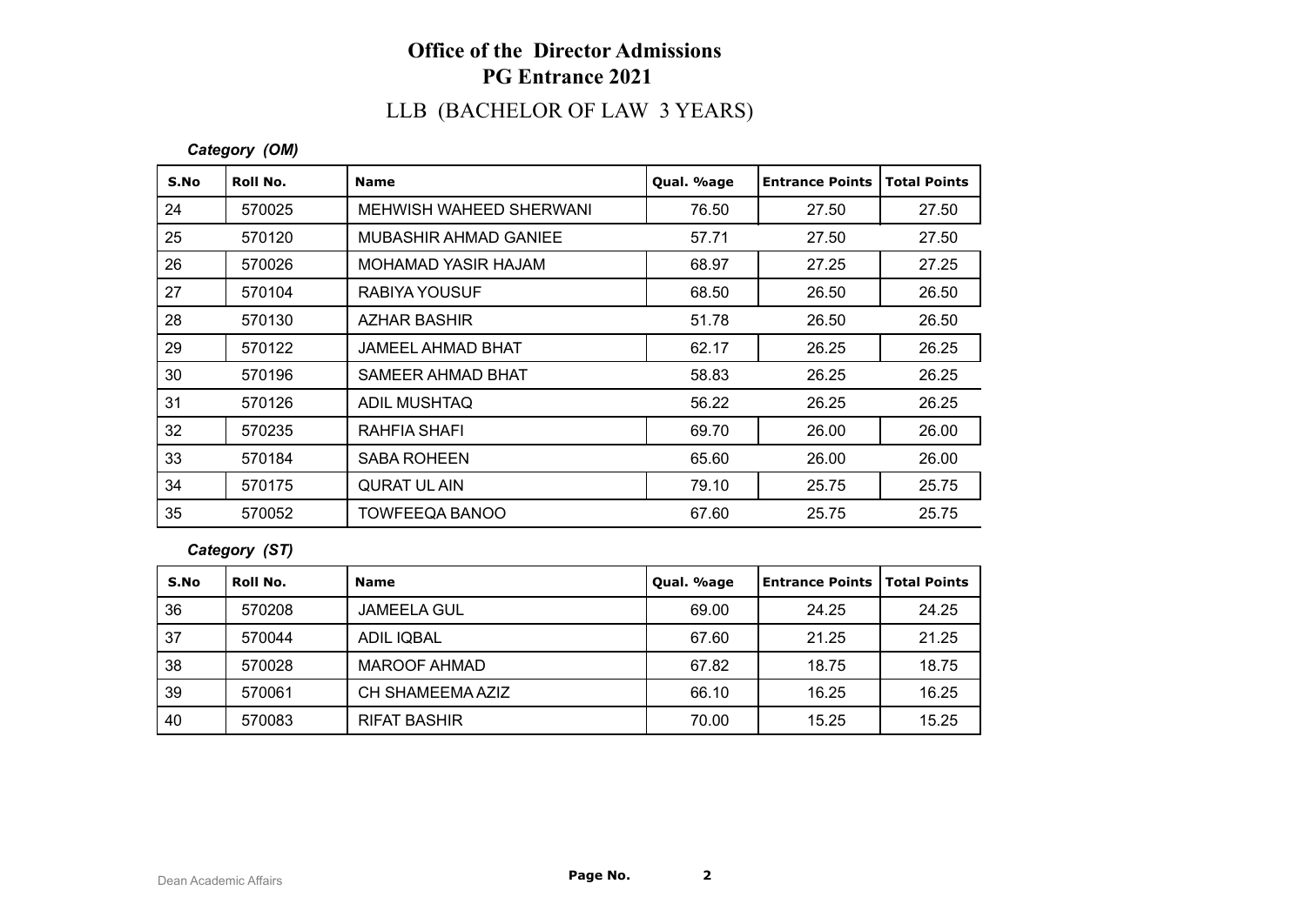# Office of the Director Admissions
## PG Entrance 2021
### LLB (BACHELOR OF LAW 3 YEARS)

***Category (OM)***

| S.No | Roll No. | Name | Qual. %age | Entrance Points | Total Points |
|---|---|---|---|---|---|
| 24 | 570025 | MEHWISH WAHEED SHERWANI | 76.50 | 27.50 | 27.50 |
| 25 | 570120 | MUBASHIR AHMAD GANIEE | 57.71 | 27.50 | 27.50 |
| 26 | 570026 | MOHAMAD YASIR HAJAM | 68.97 | 27.25 | 27.25 |
| 27 | 570104 | RABIYA YOUSUF | 68.50 | 26.50 | 26.50 |
| 28 | 570130 | AZHAR BASHIR | 51.78 | 26.50 | 26.50 |
| 29 | 570122 | JAMEEL AHMAD BHAT | 62.17 | 26.25 | 26.25 |
| 30 | 570196 | SAMEER AHMAD BHAT | 58.83 | 26.25 | 26.25 |
| 31 | 570126 | ADIL MUSHTAQ | 56.22 | 26.25 | 26.25 |
| 32 | 570235 | RAHFIA SHAFI | 69.70 | 26.00 | 26.00 |
| 33 | 570184 | SABA ROHEEN | 65.60 | 26.00 | 26.00 |
| 34 | 570175 | QURAT UL AIN | 79.10 | 25.75 | 25.75 |
| 35 | 570052 | TOWFEEQA BANOO | 67.60 | 25.75 | 25.75 |

***Category (ST)***

| S.No | Roll No. | Name | Qual. %age | Entrance Points | Total Points |
|---|---|---|---|---|---|
| 36 | 570208 | JAMEELA GUL | 69.00 | 24.25 | 24.25 |
| 37 | 570044 | ADIL IQBAL | 67.60 | 21.25 | 21.25 |
| 38 | 570028 | MAROOF AHMAD | 67.82 | 18.75 | 18.75 |
| 39 | 570061 | CH SHAMEEMA AZIZ | 66.10 | 16.25 | 16.25 |
| 40 | 570083 | RIFAT BASHIR | 70.00 | 15.25 | 15.25 |

Dean Academic Affairs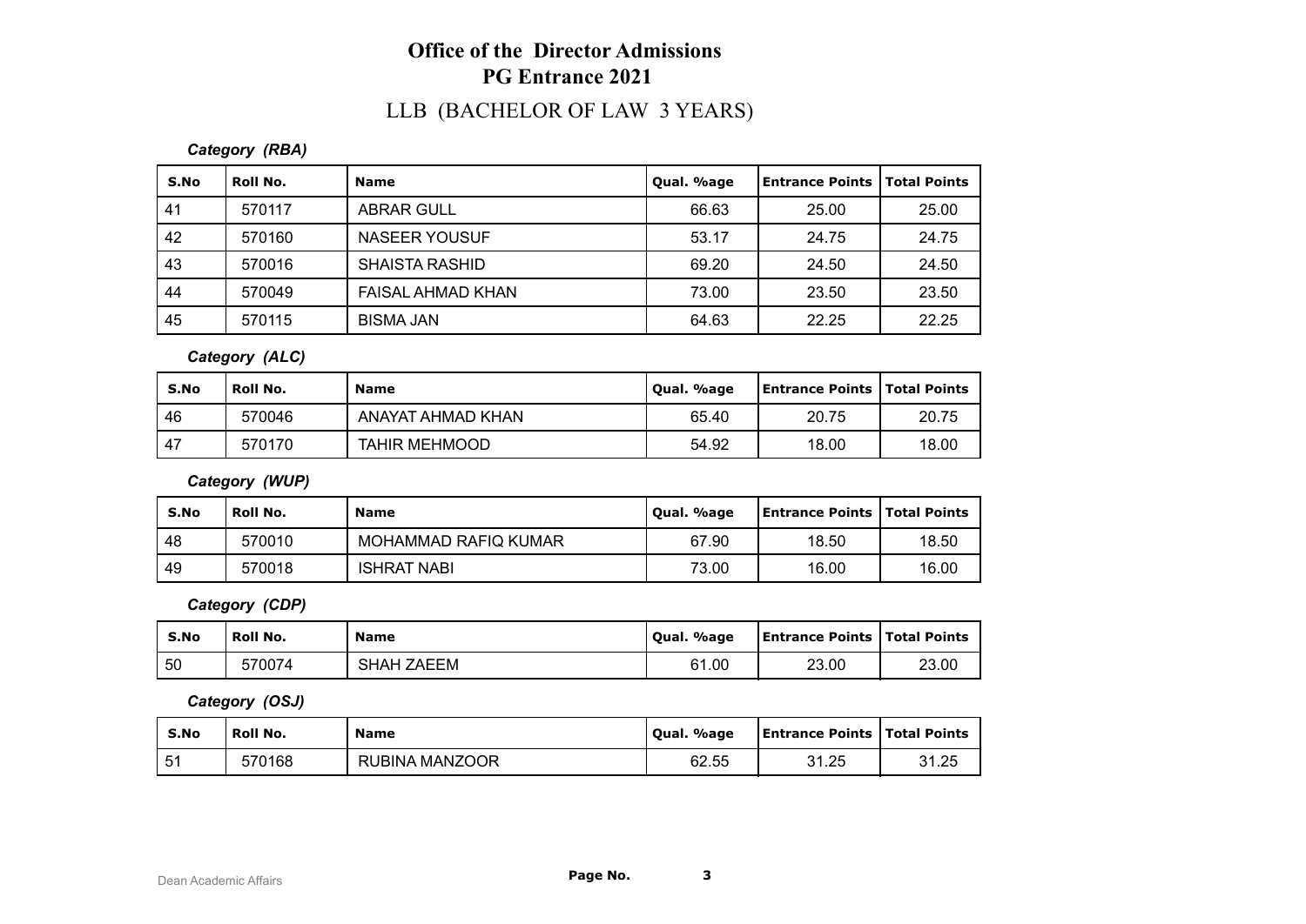# Office of the Director Admissions
# PG Entrance 2021

## LLB (BACHELOR OF LAW 3 YEARS)

### *Category (RBA)*

| S.No | Roll No. | Name | Qual. %age | Entrance Points | Total Points |
|---|---|---|---|---|---|
| 41 | 570117 | ABRAR GULL | 66.63 | 25.00 | 25.00 |
| 42 | 570160 | NASEER YOUSUF | 53.17 | 24.75 | 24.75 |
| 43 | 570016 | SHAISTA RASHID | 69.20 | 24.50 | 24.50 |
| 44 | 570049 | FAISAL AHMAD KHAN | 73.00 | 23.50 | 23.50 |
| 45 | 570115 | BISMA JAN | 64.63 | 22.25 | 22.25 |

### *Category (ALC)*

| S.No | Roll No. | Name | Qual. %age | Entrance Points | Total Points |
|---|---|---|---|---|---|
| 46 | 570046 | ANAYAT AHMAD KHAN | 65.40 | 20.75 | 20.75 |
| 47 | 570170 | TAHIR MEHMOOD | 54.92 | 18.00 | 18.00 |

### *Category (WUP)*

| S.No | Roll No. | Name | Qual. %age | Entrance Points | Total Points |
|---|---|---|---|---|---|
| 48 | 570010 | MOHAMMAD RAFIQ KUMAR | 67.90 | 18.50 | 18.50 |
| 49 | 570018 | ISHRAT NABI | 73.00 | 16.00 | 16.00 |

### *Category (CDP)*

| S.No | Roll No. | Name | Qual. %age | Entrance Points | Total Points |
|---|---|---|---|---|---|
| 50 | 570074 | SHAH ZAEEM | 61.00 | 23.00 | 23.00 |

### *Category (OSJ)*

| S.No | Roll No. | Name | Qual. %age | Entrance Points | Total Points |
|---|---|---|---|---|---|
| 51 | 570168 | RUBINA MANZOOR | 62.55 | 31.25 | 31.25 |

Dean Academic Affairs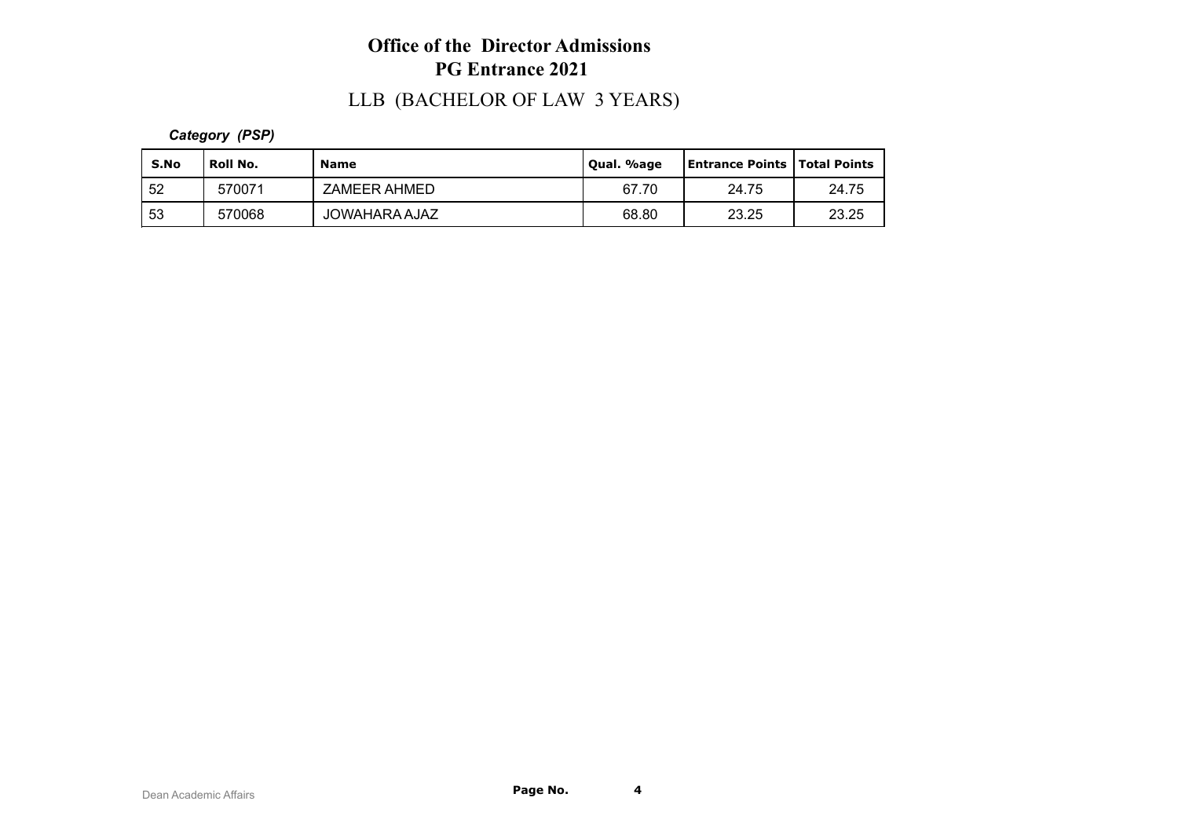# Office of the Director Admissions
# PG Entrance 2021

## LLB (BACHELOR OF LAW 3 YEARS)

***Category (PSP)***

| S.No | Roll No. | Name | Qual. %age | Entrance Points | Total Points |
|---|---|---|---|---|---|
| 52 | 570071 | ZAMEER AHMED | 67.70 | 24.75 | 24.75 |
| 53 | 570068 | JOWAHARA AJAZ | 68.80 | 23.25 | 23.25 |

Dean Academic Affairs